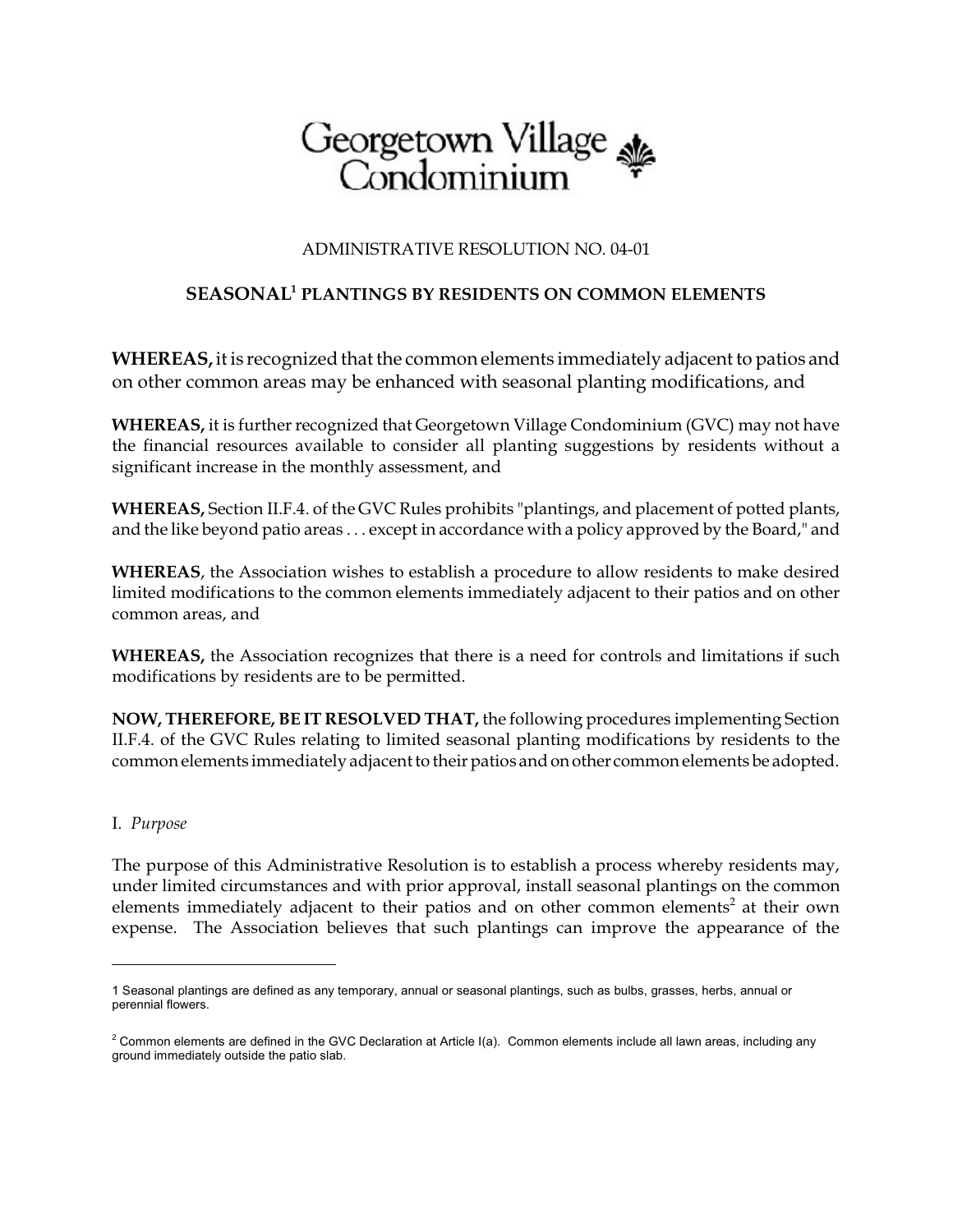# Georgetown Village Condominium

ADMINISTRATIVE RESOLUTION NO. 04-01

## SEASONAL[1] PLANTINGS BY RESIDENTS ON COMMON ELEMENTS

**WHEREAS,** it is recognized that the common elements immediately adjacent to patios and on other common areas may be enhanced with seasonal planting modifications, and

**WHEREAS,** it is further recognized that Georgetown Village Condominium (GVC) may not have the financial resources available to consider all planting suggestions by residents without a significant increase in the monthly assessment, and

**WHEREAS,** Section II.F.4. of the GVC Rules prohibits "plantings, and placement of potted plants, and the like beyond patio areas . . . except in accordance with a policy approved by the Board," and

**WHEREAS**, the Association wishes to establish a procedure to allow residents to make desired limited modifications to the common elements immediately adjacent to their patios and on other common areas, and

**WHEREAS,** the Association recognizes that there is a need for controls and limitations if such modifications by residents are to be permitted.

**NOW, THEREFORE, BE IT RESOLVED THAT,** the following procedures implementing Section II.F.4. of the GVC Rules relating to limited seasonal planting modifications by residents to the common elements immediately adjacent to their patios and on other common elements be adopted.

I. *Purpose*

The purpose of this Administrative Resolution is to establish a process whereby residents may, under limited circumstances and with prior approval, install seasonal plantings on the common elements immediately adjacent to their patios and on other common elements[2] at their own expense. The Association believes that such plantings can improve the appearance of the

---

1 Seasonal plantings are defined as any temporary, annual or seasonal plantings, such as bulbs, grasses, herbs, annual or perennial flowers.

2 Common elements are defined in the GVC Declaration at Article I(a). Common elements include all lawn areas, including any ground immediately outside the patio slab.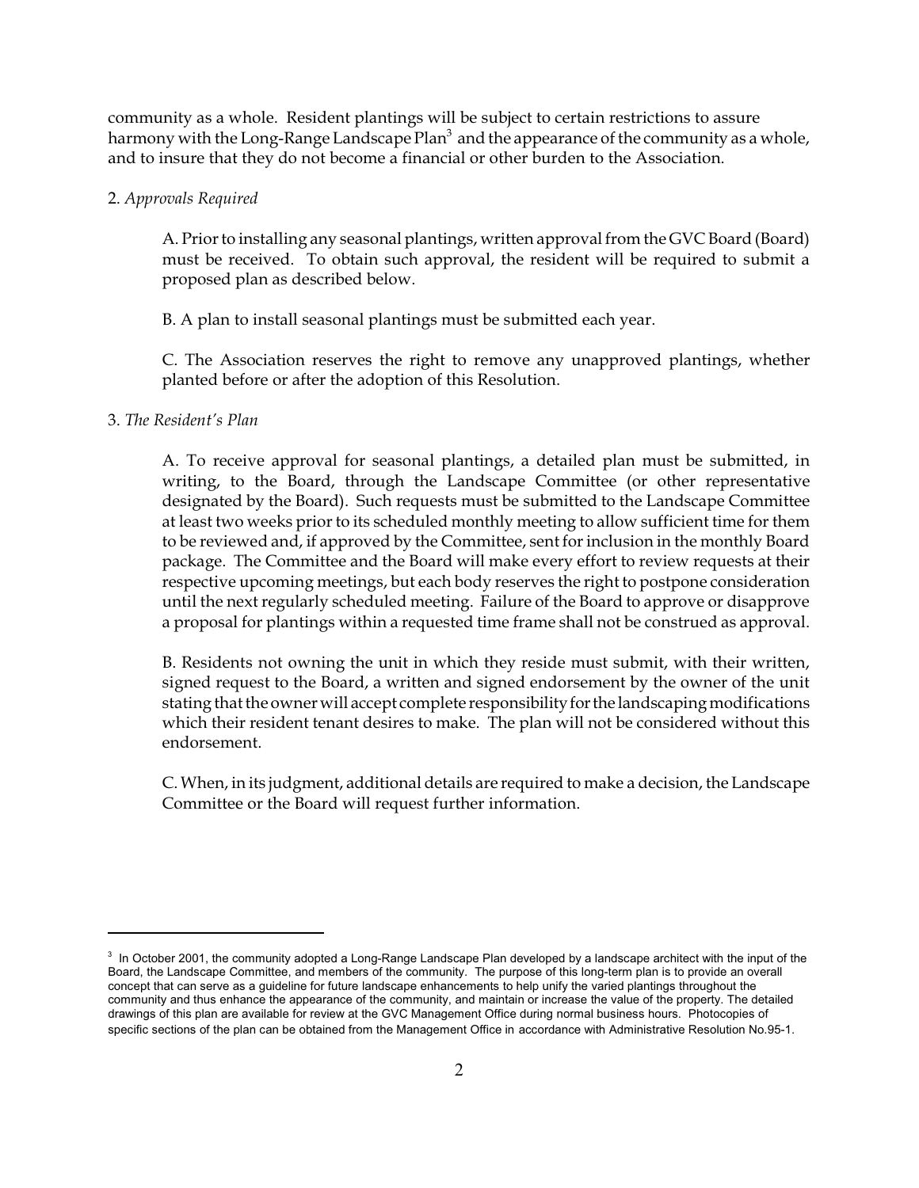community as a whole. Resident plantings will be subject to certain restrictions to assure harmony with the Long-Range Landscape Plan[3] and the appearance of the community as a whole, and to insure that they do not become a financial or other burden to the Association.

2. *Approvals Required*

A. Prior to installing any seasonal plantings, written approval from the GVC Board (Board) must be received. To obtain such approval, the resident will be required to submit a proposed plan as described below.

B. A plan to install seasonal plantings must be submitted each year.

C. The Association reserves the right to remove any unapproved plantings, whether planted before or after the adoption of this Resolution.

3. *The Resident's Plan*

A. To receive approval for seasonal plantings, a detailed plan must be submitted, in writing, to the Board, through the Landscape Committee (or other representative designated by the Board). Such requests must be submitted to the Landscape Committee at least two weeks prior to its scheduled monthly meeting to allow sufficient time for them to be reviewed and, if approved by the Committee, sent for inclusion in the monthly Board package. The Committee and the Board will make every effort to review requests at their respective upcoming meetings, but each body reserves the right to postpone consideration until the next regularly scheduled meeting. Failure of the Board to approve or disapprove a proposal for plantings within a requested time frame shall not be construed as approval.

B. Residents not owning the unit in which they reside must submit, with their written, signed request to the Board, a written and signed endorsement by the owner of the unit stating that the owner will accept complete responsibility for the landscaping modifications which their resident tenant desires to make. The plan will not be considered without this endorsement.

C. When, in its judgment, additional details are required to make a decision, the Landscape Committee or the Board will request further information.

---

[3] In October 2001, the community adopted a Long-Range Landscape Plan developed by a landscape architect with the input of the Board, the Landscape Committee, and members of the community. The purpose of this long-term plan is to provide an overall concept that can serve as a guideline for future landscape enhancements to help unify the varied plantings throughout the community and thus enhance the appearance of the community, and maintain or increase the value of the property. The detailed drawings of this plan are available for review at the GVC Management Office during normal business hours. Photocopies of specific sections of the plan can be obtained from the Management Office in accordance with Administrative Resolution No.95-1.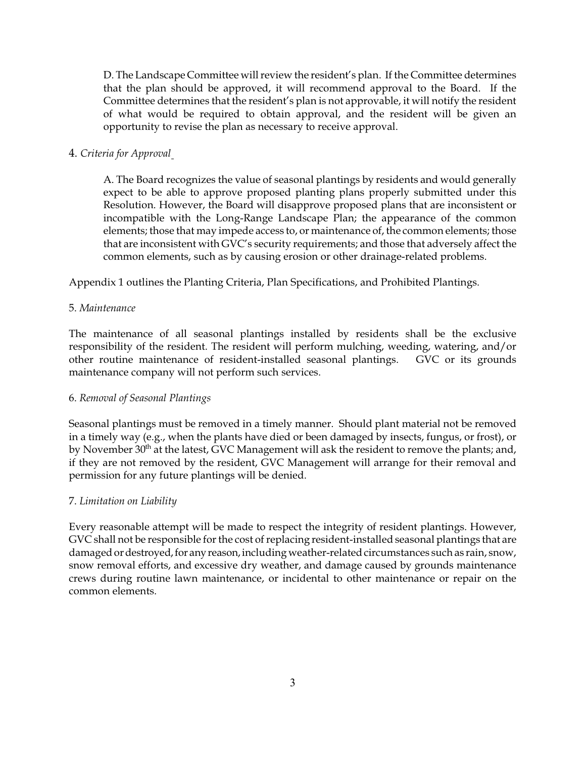D. The Landscape Committee will review the resident's plan. If the Committee determines that the plan should be approved, it will recommend approval to the Board. If the Committee determines that the resident's plan is not approvable, it will notify the resident of what would be required to obtain approval, and the resident will be given an opportunity to revise the plan as necessary to receive approval.

4. *Criteria for Approval*

A. The Board recognizes the value of seasonal plantings by residents and would generally expect to be able to approve proposed planting plans properly submitted under this Resolution. However, the Board will disapprove proposed plans that are inconsistent or incompatible with the Long-Range Landscape Plan; the appearance of the common elements; those that may impede access to, or maintenance of, the common elements; those that are inconsistent with GVC's security requirements; and those that adversely affect the common elements, such as by causing erosion or other drainage-related problems.

Appendix 1 outlines the Planting Criteria, Plan Specifications, and Prohibited Plantings.

5. *Maintenance*

The maintenance of all seasonal plantings installed by residents shall be the exclusive responsibility of the resident. The resident will perform mulching, weeding, watering, and/or other routine maintenance of resident-installed seasonal plantings. GVC or its grounds maintenance company will not perform such services.

6. *Removal of Seasonal Plantings*

Seasonal plantings must be removed in a timely manner. Should plant material not be removed in a timely way (e.g., when the plants have died or been damaged by insects, fungus, or frost), or by November 30th at the latest, GVC Management will ask the resident to remove the plants; and, if they are not removed by the resident, GVC Management will arrange for their removal and permission for any future plantings will be denied.

7. *Limitation on Liability*

Every reasonable attempt will be made to respect the integrity of resident plantings. However, GVC shall not be responsible for the cost of replacing resident-installed seasonal plantings that are damaged or destroyed, for any reason, including weather-related circumstances such as rain, snow, snow removal efforts, and excessive dry weather, and damage caused by grounds maintenance crews during routine lawn maintenance, or incidental to other maintenance or repair on the common elements.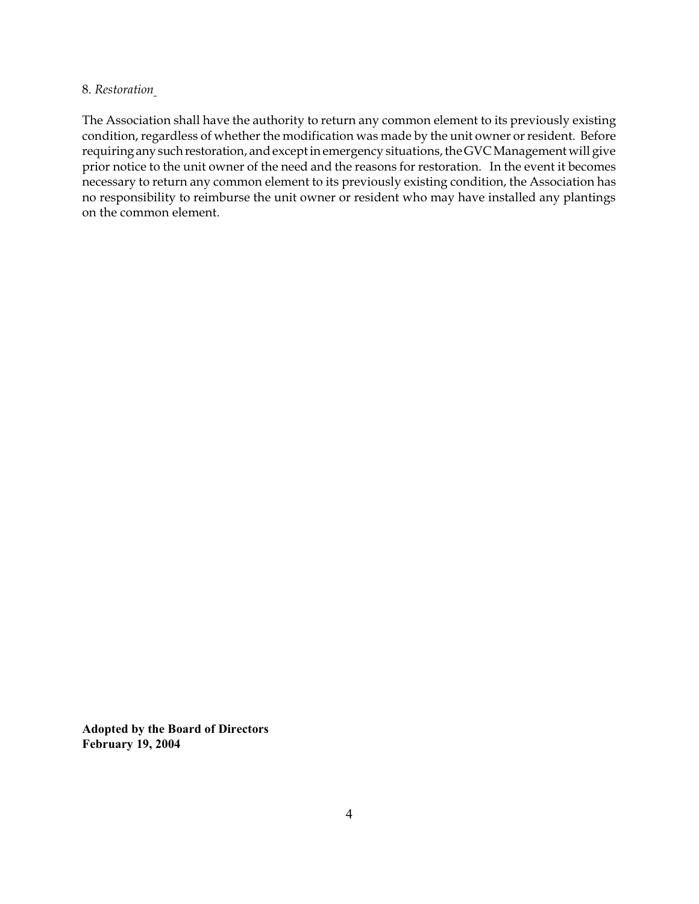8. *Restoration*

The Association shall have the authority to return any common element to its previously existing condition, regardless of whether the modification was made by the unit owner or resident. Before requiring any such restoration, and except in emergency situations, the GVC Management will give prior notice to the unit owner of the need and the reasons for restoration. In the event it becomes necessary to return any common element to its previously existing condition, the Association has no responsibility to reimburse the unit owner or resident who may have installed any plantings on the common element.

**Adopted by the Board of Directors**
**February 19, 2004**